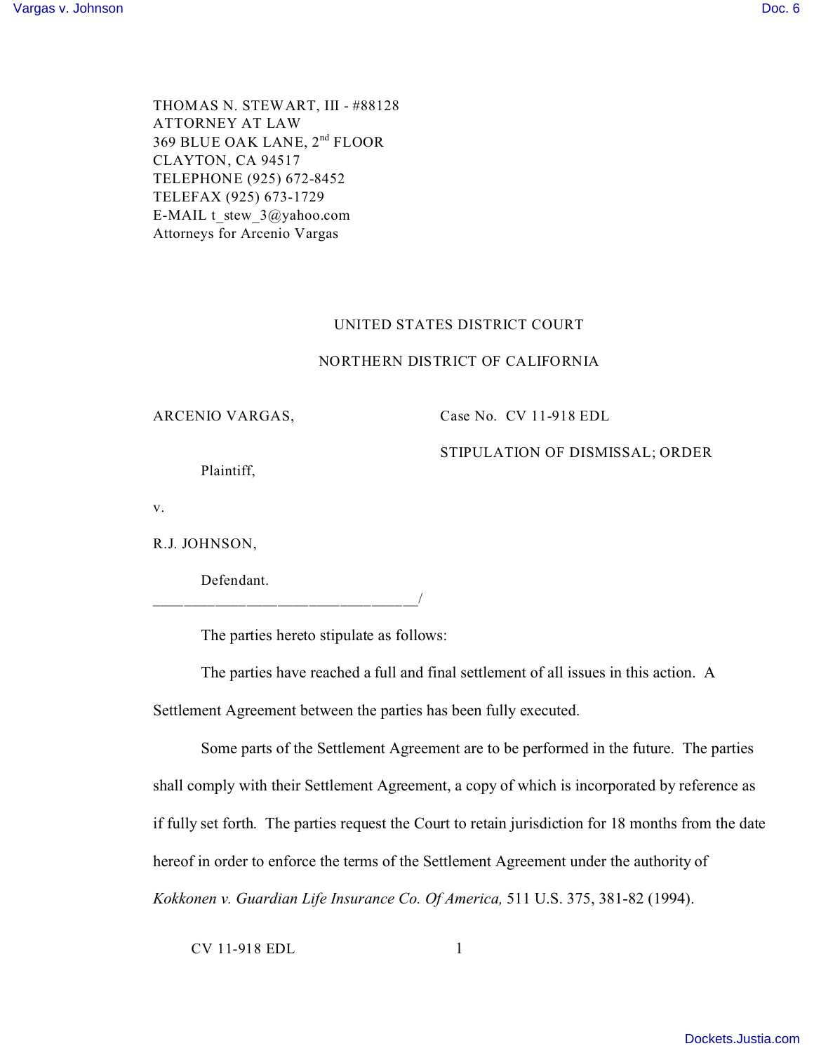THOMAS N. STEWART, III - #88128
ATTORNEY AT LAW
369 BLUE OAK LANE, 2nd FLOOR
CLAYTON, CA 94517
TELEPHONE (925) 672-8452
TELEFAX (925) 673-1729
E-MAIL t_stew_3@yahoo.com
Attorneys for Arcenio Vargas

UNITED STATES DISTRICT COURT

NORTHERN DISTRICT OF CALIFORNIA

ARCENIO VARGAS,

Plaintiff,

v.

R.J. JOHNSON,

Defendant.
______________________________/

Case No. CV 11-918 EDL

STIPULATION OF DISMISSAL; ORDER

The parties hereto stipulate as follows:

The parties have reached a full and final settlement of all issues in this action. A Settlement Agreement between the parties has been fully executed.

Some parts of the Settlement Agreement are to be performed in the future. The parties shall comply with their Settlement Agreement, a copy of which is incorporated by reference as if fully set forth. The parties request the Court to retain jurisdiction for 18 months from the date hereof in order to enforce the terms of the Settlement Agreement under the authority of *Kokkonen v. Guardian Life Insurance Co. Of America,* 511 U.S. 375, 381-82 (1994).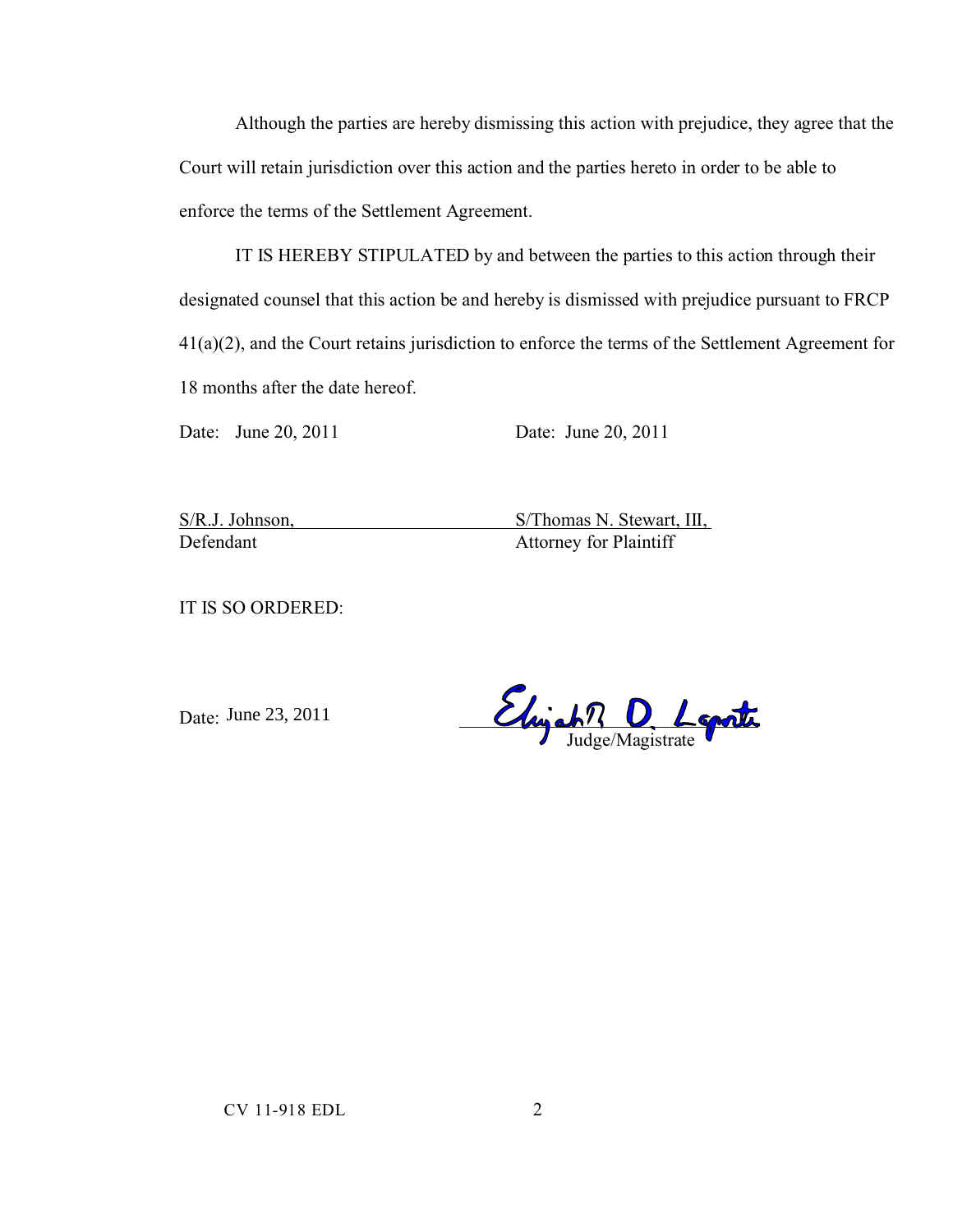Although the parties are hereby dismissing this action with prejudice, they agree that the Court will retain jurisdiction over this action and the parties hereto in order to be able to enforce the terms of the Settlement Agreement.

IT IS HEREBY STIPULATED by and between the parties to this action through their designated counsel that this action be and hereby is dismissed with prejudice pursuant to FRCP 41(a)(2), and the Court retains jurisdiction to enforce the terms of the Settlement Agreement for 18 months after the date hereof.

Date: June 20, 2011

S/R.J. Johnson,
Defendant

Date: June 20, 2011

S/Thomas N. Stewart, III,
Attorney for Plaintiff

IT IS SO ORDERED:

Date: June 23, 2011

Elijah D. Laporte
Judge/Magistrate

CV 11-918 EDL